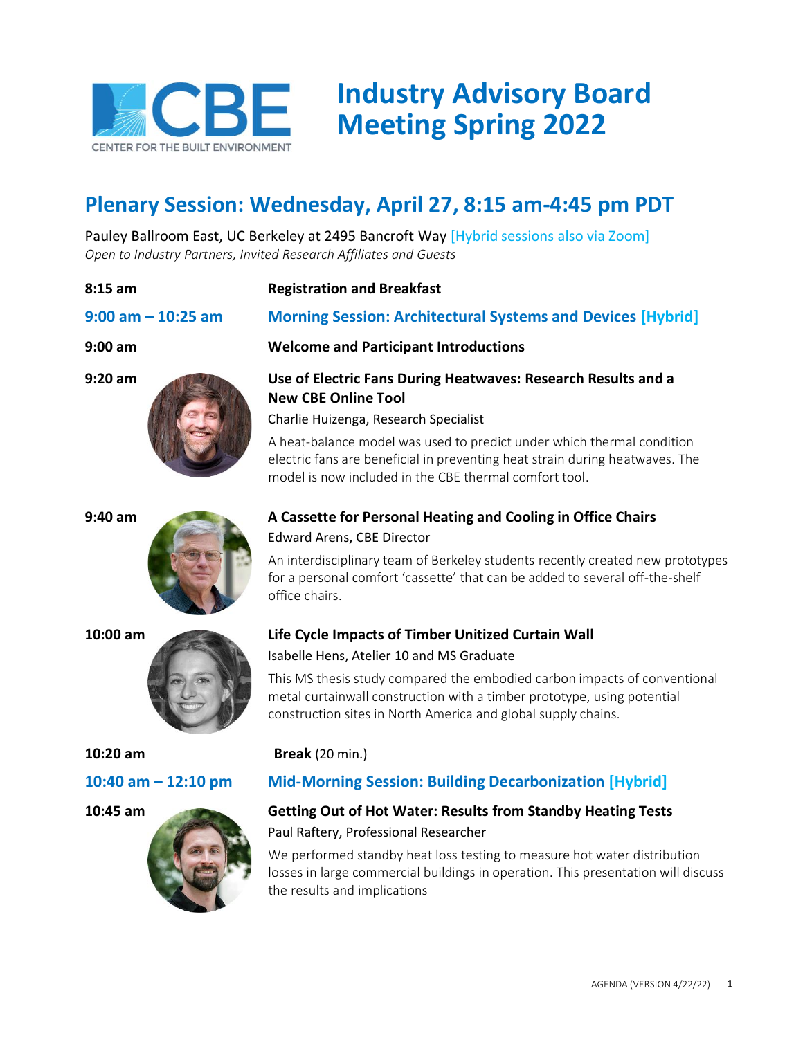# Industry Advisory Board Meeting Spring 2022

CENTER FOR THE BUILT ENVIRONMENT

## Plenary Session: Wednesday, April 27, 8:15 am-4:45 pm PDT

Pauley Ballroom East, UC Berkeley at 2495 Bancroft Way [Hybrid sessions also via Zoom]
*Open to Industry Partners, Invited Research Affiliates and Guests*

**8:15 am** — **Registration and Breakfast**

### 9:00 am – 10:25 am — Morning Session: Architectural Systems and Devices [Hybrid]

**9:00 am** — **Welcome and Participant Introductions**

**9:20 am** — **Use of Electric Fans During Heatwaves: Research Results and a New CBE Online Tool**

Charlie Huizenga, Research Specialist

A heat-balance model was used to predict under which thermal condition electric fans are beneficial in preventing heat strain during heatwaves. The model is now included in the CBE thermal comfort tool.

**9:40 am** — **A Cassette for Personal Heating and Cooling in Office Chairs**

Edward Arens, CBE Director

An interdisciplinary team of Berkeley students recently created new prototypes for a personal comfort 'cassette' that can be added to several off-the-shelf office chairs.

**10:00 am** — **Life Cycle Impacts of Timber Unitized Curtain Wall**

Isabelle Hens, Atelier 10 and MS Graduate

This MS thesis study compared the embodied carbon impacts of conventional metal curtainwall construction with a timber prototype, using potential construction sites in North America and global supply chains.

**10:20 am** — **Break** (20 min.)

### 10:40 am – 12:10 pm — Mid-Morning Session: Building Decarbonization [Hybrid]

**10:45 am** — **Getting Out of Hot Water: Results from Standby Heating Tests**

Paul Raftery, Professional Researcher

We performed standby heat loss testing to measure hot water distribution losses in large commercial buildings in operation. This presentation will discuss the results and implications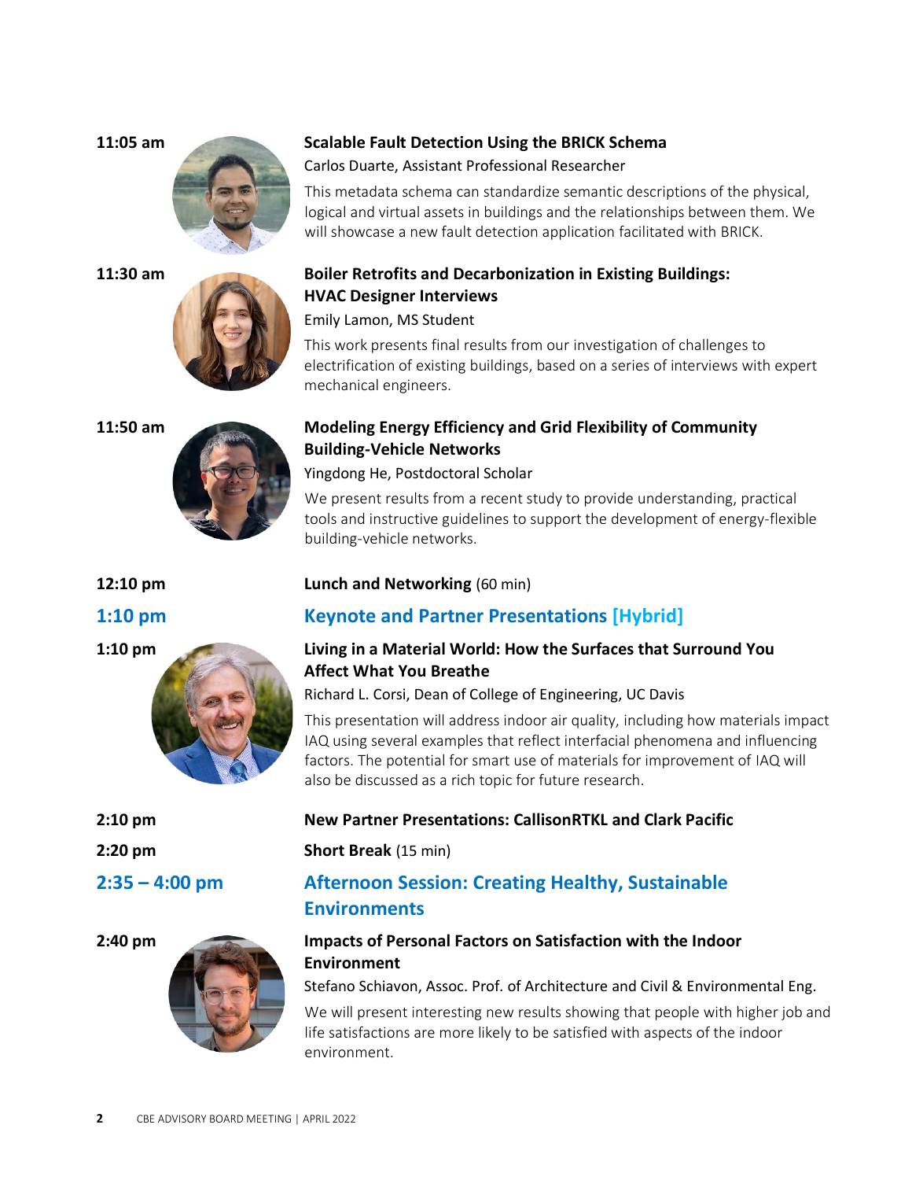**11:05 am**

**Scalable Fault Detection Using the BRICK Schema**

Carlos Duarte, Assistant Professional Researcher

This metadata schema can standardize semantic descriptions of the physical, logical and virtual assets in buildings and the relationships between them. We will showcase a new fault detection application facilitated with BRICK.

**11:30 am**

**Boiler Retrofits and Decarbonization in Existing Buildings: HVAC Designer Interviews**

Emily Lamon, MS Student

This work presents final results from our investigation of challenges to electrification of existing buildings, based on a series of interviews with expert mechanical engineers.

**11:50 am**

**Modeling Energy Efficiency and Grid Flexibility of Community Building-Vehicle Networks**

Yingdong He, Postdoctoral Scholar

We present results from a recent study to provide understanding, practical tools and instructive guidelines to support the development of energy-flexible building-vehicle networks.

**12:10 pm** — **Lunch and Networking** (60 min)

## 1:10 pm — Keynote and Partner Presentations [Hybrid]

**1:10 pm**

**Living in a Material World: How the Surfaces that Surround You Affect What You Breathe**

Richard L. Corsi, Dean of College of Engineering, UC Davis

This presentation will address indoor air quality, including how materials impact IAQ using several examples that reflect interfacial phenomena and influencing factors. The potential for smart use of materials for improvement of IAQ will also be discussed as a rich topic for future research.

**2:10 pm** — **New Partner Presentations: CallisonRTKL and Clark Pacific**

**2:20 pm** — **Short Break** (15 min)

## 2:35 – 4:00 pm — Afternoon Session: Creating Healthy, Sustainable Environments

**2:40 pm**

**Impacts of Personal Factors on Satisfaction with the Indoor Environment**

Stefano Schiavon, Assoc. Prof. of Architecture and Civil & Environmental Eng.

We will present interesting new results showing that people with higher job and life satisfactions are more likely to be satisfied with aspects of the indoor environment.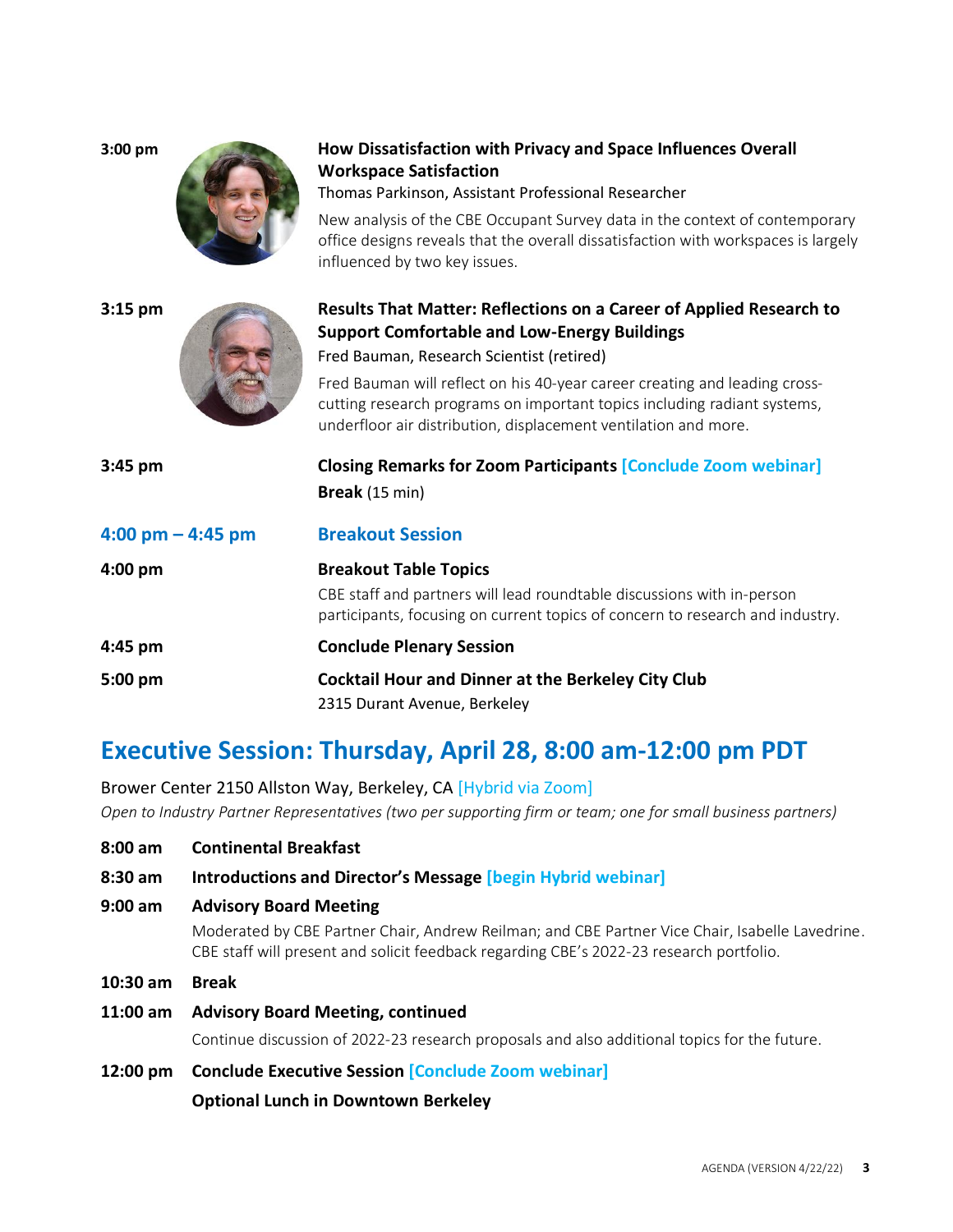**3:00 pm** **How Dissatisfaction with Privacy and Space Influences Overall Workspace Satisfaction**

Thomas Parkinson, Assistant Professional Researcher

New analysis of the CBE Occupant Survey data in the context of contemporary office designs reveals that the overall dissatisfaction with workspaces is largely influenced by two key issues.

**3:15 pm** **Results That Matter: Reflections on a Career of Applied Research to Support Comfortable and Low-Energy Buildings**

Fred Bauman, Research Scientist (retired)

Fred Bauman will reflect on his 40-year career creating and leading cross-cutting research programs on important topics including radiant systems, underfloor air distribution, displacement ventilation and more.

**3:45 pm** **Closing Remarks for Zoom Participants** [Conclude Zoom webinar]

**Break** (15 min)

**4:00 pm – 4:45 pm** **Breakout Session**

**4:00 pm** **Breakout Table Topics**

CBE staff and partners will lead roundtable discussions with in-person participants, focusing on current topics of concern to research and industry.

**4:45 pm** **Conclude Plenary Session**

**5:00 pm** **Cocktail Hour and Dinner at the Berkeley City Club**

2315 Durant Avenue, Berkeley

## Executive Session: Thursday, April 28, 8:00 am-12:00 pm PDT

Brower Center 2150 Allston Way, Berkeley, CA [Hybrid via Zoom]

*Open to Industry Partner Representatives (two per supporting firm or team; one for small business partners)*

**8:00 am** **Continental Breakfast**

**8:30 am** **Introductions and Director's Message** [begin Hybrid webinar]

**9:00 am** **Advisory Board Meeting**

Moderated by CBE Partner Chair, Andrew Reilman; and CBE Partner Vice Chair, Isabelle Lavedrine. CBE staff will present and solicit feedback regarding CBE's 2022-23 research portfolio.

**10:30 am** **Break**

**11:00 am** **Advisory Board Meeting, continued**

Continue discussion of 2022-23 research proposals and also additional topics for the future.

**12:00 pm** **Conclude Executive Session** [Conclude Zoom webinar]

**Optional Lunch in Downtown Berkeley**